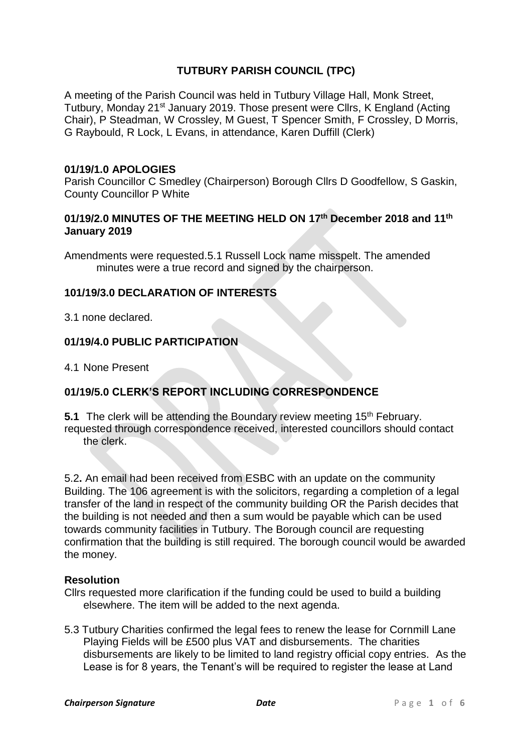# TUTBURY PARISH COUNCIL (TPC)

A meeting of the Parish Council was held in Tutbury Village Hall, Monk Street, Tutbury, Monday 21st January 2019. Those present were Cllrs, K England (Acting Chair), P Steadman, W Crossley, M Guest, T Spencer Smith, F Crossley, D Morris, G Raybould, R Lock, L Evans, in attendance, Karen Duffill (Clerk)

## 01/19/1.0 APOLOGIES

Parish Councillor C Smedley (Chairperson) Borough Cllrs D Goodfellow, S Gaskin, County Councillor P White

## 01/19/2.0 MINUTES OF THE MEETING HELD ON 17th December 2018 and 11th January 2019

Amendments were requested.5.1 Russell Lock name misspelt. The amended minutes were a true record and signed by the chairperson.

## 101/19/3.0 DECLARATION OF INTERESTS

3.1 none declared.

## 01/19/4.0 PUBLIC PARTICIPATION

4.1 None Present

## 01/19/5.0 CLERK'S REPORT INCLUDING CORRESPONDENCE

**5.1** The clerk will be attending the Boundary review meeting 15th February. requested through correspondence received, interested councillors should contact the clerk.

5.2**.** An email had been received from ESBC with an update on the community Building. The 106 agreement is with the solicitors, regarding a completion of a legal transfer of the land in respect of the community building OR the Parish decides that the building is not needed and then a sum would be payable which can be used towards community facilities in Tutbury. The Borough council are requesting confirmation that the building is still required. The borough council would be awarded the money.

### Resolution

Cllrs requested more clarification if the funding could be used to build a building elsewhere. The item will be added to the next agenda.

5.3 Tutbury Charities confirmed the legal fees to renew the lease for Cornmill Lane Playing Fields will be £500 plus VAT and disbursements. The charities disbursements are likely to be limited to land registry official copy entries. As the Lease is for 8 years, the Tenant's will be required to register the lease at Land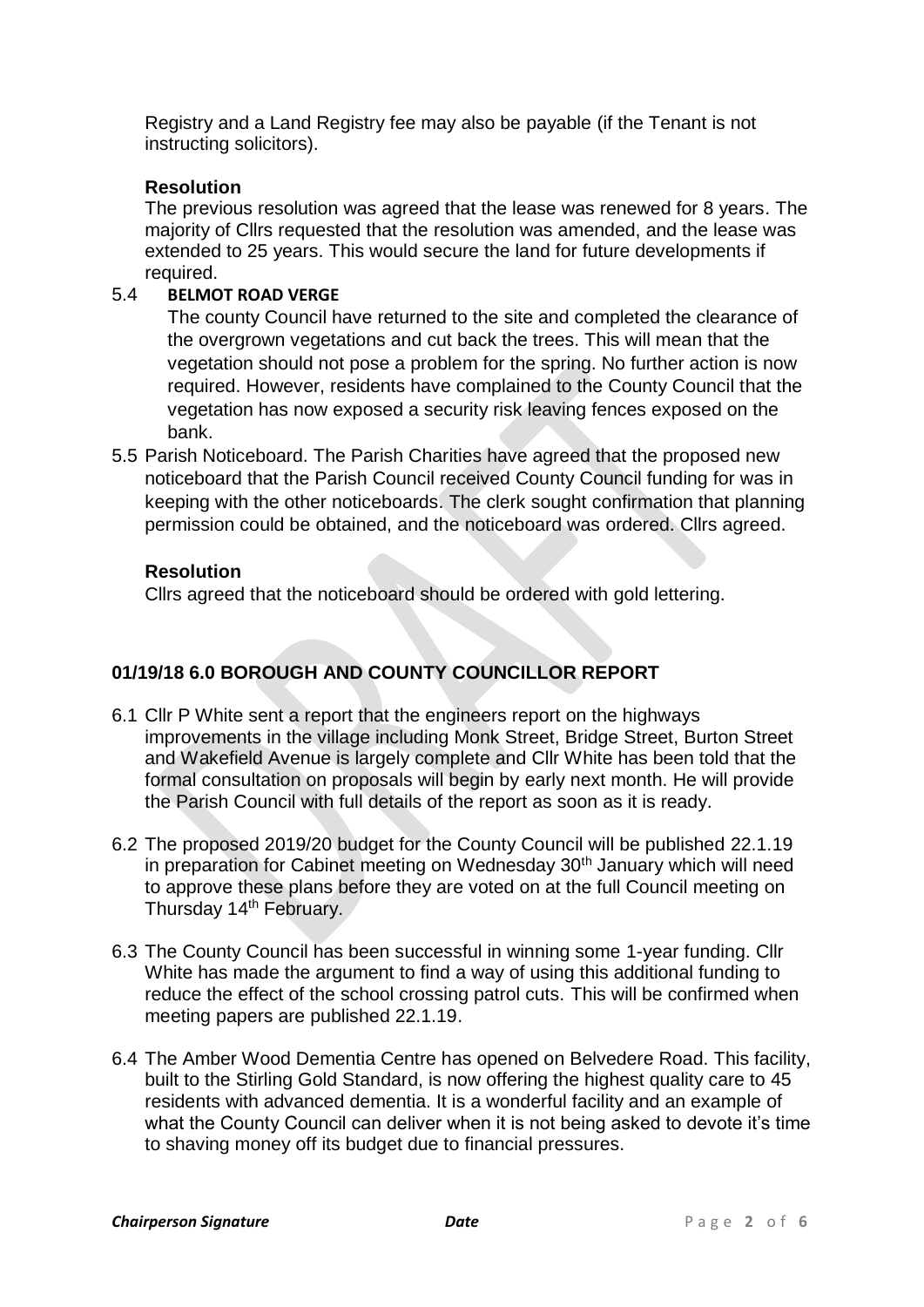Registry and a Land Registry fee may also be payable (if the Tenant is not instructing solicitors).

**Resolution**

The previous resolution was agreed that the lease was renewed for 8 years. The majority of Cllrs requested that the resolution was amended, and the lease was extended to 25 years. This would secure the land for future developments if required.

5.4 **BELMOT ROAD VERGE**

The county Council have returned to the site and completed the clearance of the overgrown vegetations and cut back the trees. This will mean that the vegetation should not pose a problem for the spring. No further action is now required. However, residents have complained to the County Council that the vegetation has now exposed a security risk leaving fences exposed on the bank.

5.5 Parish Noticeboard. The Parish Charities have agreed that the proposed new noticeboard that the Parish Council received County Council funding for was in keeping with the other noticeboards. The clerk sought confirmation that planning permission could be obtained, and the noticeboard was ordered. Cllrs agreed.

**Resolution**

Cllrs agreed that the noticeboard should be ordered with gold lettering.

## 01/19/18 6.0 BOROUGH AND COUNTY COUNCILLOR REPORT

6.1 Cllr P White sent a report that the engineers report on the highways improvements in the village including Monk Street, Bridge Street, Burton Street and Wakefield Avenue is largely complete and Cllr White has been told that the formal consultation on proposals will begin by early next month. He will provide the Parish Council with full details of the report as soon as it is ready.

6.2 The proposed 2019/20 budget for the County Council will be published 22.1.19 in preparation for Cabinet meeting on Wednesday 30th January which will need to approve these plans before they are voted on at the full Council meeting on Thursday 14th February.

6.3 The County Council has been successful in winning some 1-year funding. Cllr White has made the argument to find a way of using this additional funding to reduce the effect of the school crossing patrol cuts. This will be confirmed when meeting papers are published 22.1.19.

6.4 The Amber Wood Dementia Centre has opened on Belvedere Road. This facility, built to the Stirling Gold Standard, is now offering the highest quality care to 45 residents with advanced dementia. It is a wonderful facility and an example of what the County Council can deliver when it is not being asked to devote it's time to shaving money off its budget due to financial pressures.

*Chairperson Signature* *Date*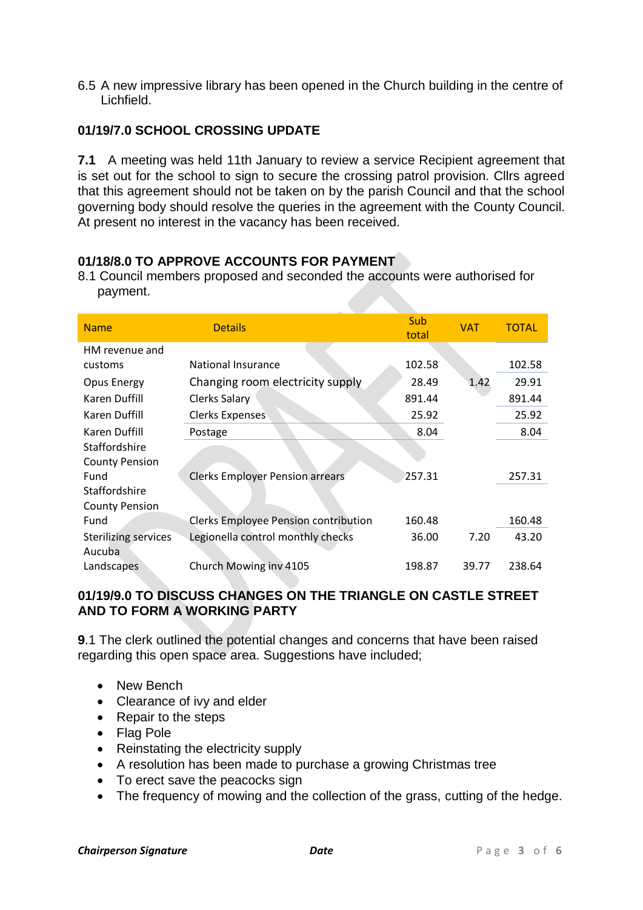6.5 A new impressive library has been opened in the Church building in the centre of Lichfield.

### 01/19/7.0 SCHOOL CROSSING UPDATE

**7.1** A meeting was held 11th January to review a service Recipient agreement that is set out for the school to sign to secure the crossing patrol provision. Cllrs agreed that this agreement should not be taken on by the parish Council and that the school governing body should resolve the queries in the agreement with the County Council. At present no interest in the vacancy has been received.

### 01/18/8.0 TO APPROVE ACCOUNTS FOR PAYMENT

8.1 Council members proposed and seconded the accounts were authorised for payment.

| Name | Details | Sub total | VAT | TOTAL |
|---|---|---|---|---|
| HM revenue and customs | National Insurance | 102.58 | | 102.58 |
| Opus Energy | Changing room electricity supply | 28.49 | 1.42 | 29.91 |
| Karen Duffill | Clerks Salary | 891.44 | | 891.44 |
| Karen Duffill | Clerks Expenses | 25.92 | | 25.92 |
| Karen Duffill | Postage | 8.04 | | 8.04 |
| Staffordshire County Pension Fund | Clerks Employer Pension arrears | 257.31 | | 257.31 |
| Staffordshire County Pension Fund | Clerks Employee Pension contribution | 160.48 | | 160.48 |
| Sterilizing services | Legionella control monthly checks | 36.00 | 7.20 | 43.20 |
| Aucuba Landscapes | Church Mowing inv 4105 | 198.87 | 39.77 | 238.64 |

### 01/19/9.0 TO DISCUSS CHANGES ON THE TRIANGLE ON CASTLE STREET AND TO FORM A WORKING PARTY

**9**.1 The clerk outlined the potential changes and concerns that have been raised regarding this open space area. Suggestions have included;

- New Bench
- Clearance of ivy and elder
- Repair to the steps
- Flag Pole
- Reinstating the electricity supply
- A resolution has been made to purchase a growing Christmas tree
- To erect save the peacocks sign
- The frequency of mowing and the collection of the grass, cutting of the hedge.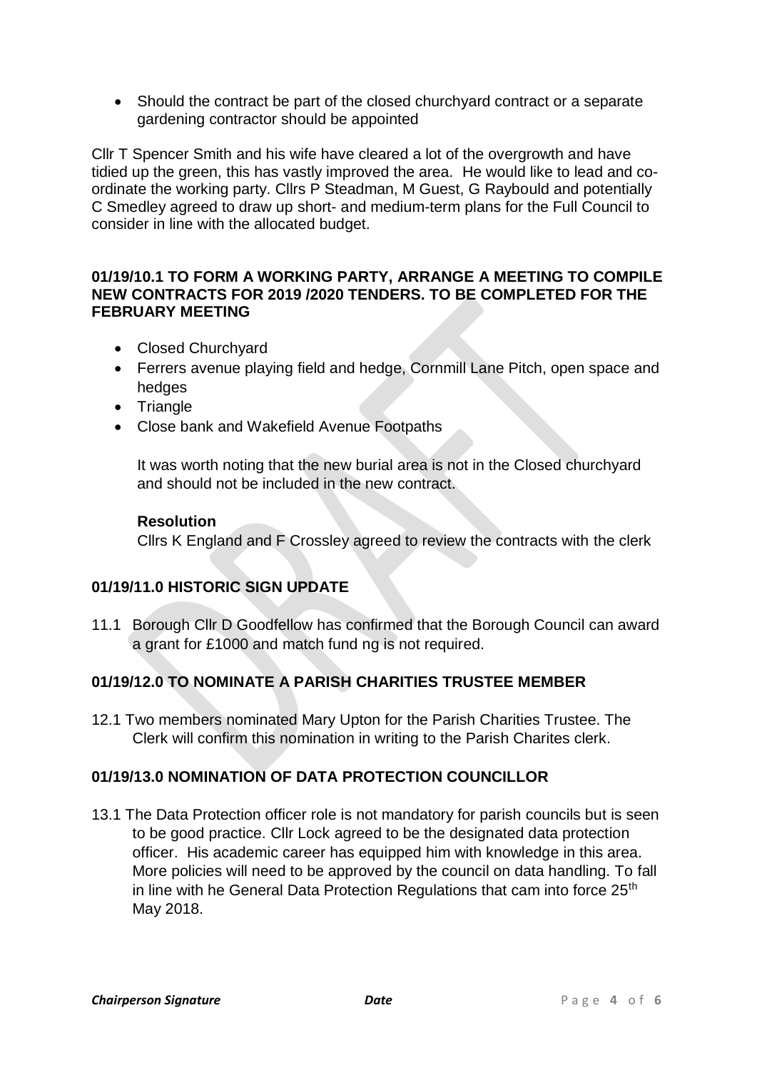- Should the contract be part of the closed churchyard contract or a separate gardening contractor should be appointed

Cllr T Spencer Smith and his wife have cleared a lot of the overgrowth and have tidied up the green, this has vastly improved the area. He would like to lead and co-ordinate the working party. Cllrs P Steadman, M Guest, G Raybould and potentially C Smedley agreed to draw up short- and medium-term plans for the Full Council to consider in line with the allocated budget.

**01/19/10.1 TO FORM A WORKING PARTY, ARRANGE A MEETING TO COMPILE NEW CONTRACTS FOR 2019 /2020 TENDERS. TO BE COMPLETED FOR THE FEBRUARY MEETING**

- Closed Churchyard
- Ferrers avenue playing field and hedge, Cornmill Lane Pitch, open space and hedges
- Triangle
- Close bank and Wakefield Avenue Footpaths

It was worth noting that the new burial area is not in the Closed churchyard and should not be included in the new contract.

**Resolution**

Cllrs K England and F Crossley agreed to review the contracts with the clerk

**01/19/11.0 HISTORIC SIGN UPDATE**

11.1 Borough Cllr D Goodfellow has confirmed that the Borough Council can award a grant for £1000 and match fund ng is not required.

**01/19/12.0 TO NOMINATE A PARISH CHARITIES TRUSTEE MEMBER**

12.1 Two members nominated Mary Upton for the Parish Charities Trustee. The Clerk will confirm this nomination in writing to the Parish Charites clerk.

**01/19/13.0 NOMINATION OF DATA PROTECTION COUNCILLOR**

13.1 The Data Protection officer role is not mandatory for parish councils but is seen to be good practice. Cllr Lock agreed to be the designated data protection officer. His academic career has equipped him with knowledge in this area. More policies will need to be approved by the council on data handling. To fall in line with he General Data Protection Regulations that cam into force 25th May 2018.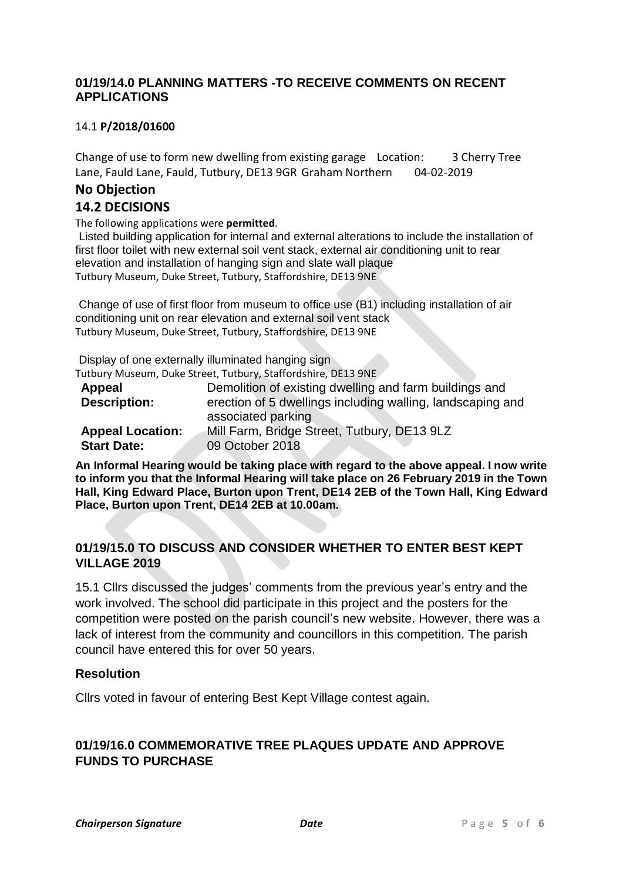## 01/19/14.0 PLANNING MATTERS -TO RECEIVE COMMENTS ON RECENT APPLICATIONS

14.1 **P/2018/01600**

Change of use to form new dwelling from existing garage Location: 3 Cherry Tree Lane, Fauld Lane, Fauld, Tutbury, DE13 9GR Graham Northern 04-02-2019

**No Objection**

### 14.2 DECISIONS

The following applications were **permitted**.

Listed building application for internal and external alterations to include the installation of first floor toilet with new external soil vent stack, external air conditioning unit to rear elevation and installation of hanging sign and slate wall plaque
Tutbury Museum, Duke Street, Tutbury, Staffordshire, DE13 9NE

Change of use of first floor from museum to office use (B1) including installation of air conditioning unit on rear elevation and external soil vent stack
Tutbury Museum, Duke Street, Tutbury, Staffordshire, DE13 9NE

Display of one externally illuminated hanging sign
Tutbury Museum, Duke Street, Tutbury, Staffordshire, DE13 9NE

| | |
|---|---|
| **Appeal Description:** | Demolition of existing dwelling and farm buildings and erection of 5 dwellings including walling, landscaping and associated parking |
| **Appeal Location:** | Mill Farm, Bridge Street, Tutbury, DE13 9LZ |
| **Start Date:** | 09 October 2018 |

**An Informal Hearing would be taking place with regard to the above appeal. I now write to inform you that the Informal Hearing will take place on 26 February 2019 in the Town Hall, King Edward Place, Burton upon Trent, DE14 2EB of the Town Hall, King Edward Place, Burton upon Trent, DE14 2EB at 10.00am.**

## 01/19/15.0 TO DISCUSS AND CONSIDER WHETHER TO ENTER BEST KEPT VILLAGE 2019

15.1 Cllrs discussed the judges' comments from the previous year's entry and the work involved. The school did participate in this project and the posters for the competition were posted on the parish council's new website. However, there was a lack of interest from the community and councillors in this competition. The parish council have entered this for over 50 years.

### Resolution

Cllrs voted in favour of entering Best Kept Village contest again.

## 01/19/16.0 COMMEMORATIVE TREE PLAQUES UPDATE AND APPROVE FUNDS TO PURCHASE

***Chairperson Signature*** ***Date***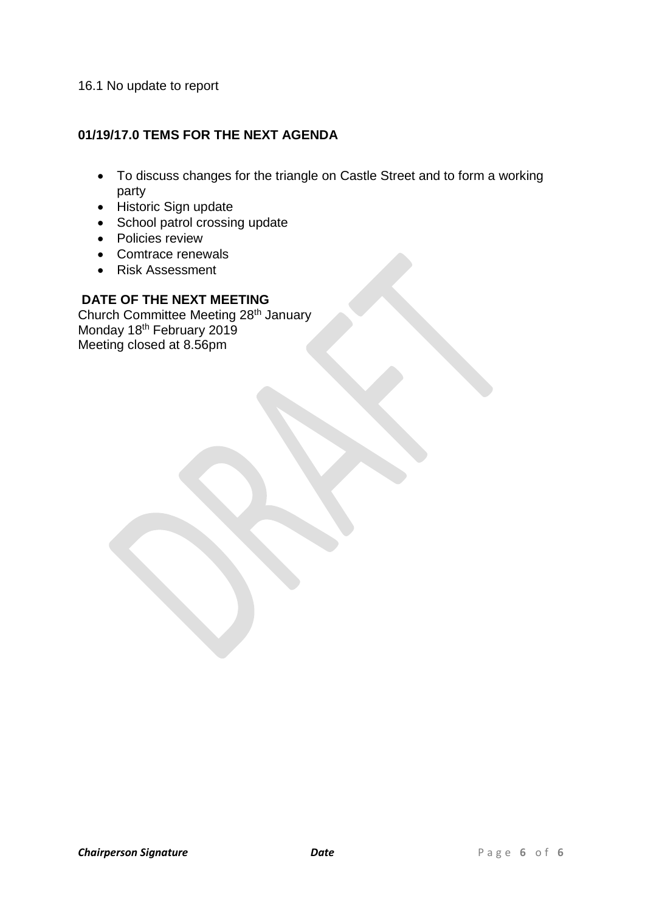16.1 No update to report

## 01/19/17.0 TEMS FOR THE NEXT AGENDA

- To discuss changes for the triangle on Castle Street and to form a working party
- Historic Sign update
- School patrol crossing update
- Policies review
- Comtrace renewals
- Risk Assessment

## DATE OF THE NEXT MEETING

Church Committee Meeting 28th January
Monday 18th February 2019
Meeting closed at 8.56pm

***Chairperson Signature*** ***Date***